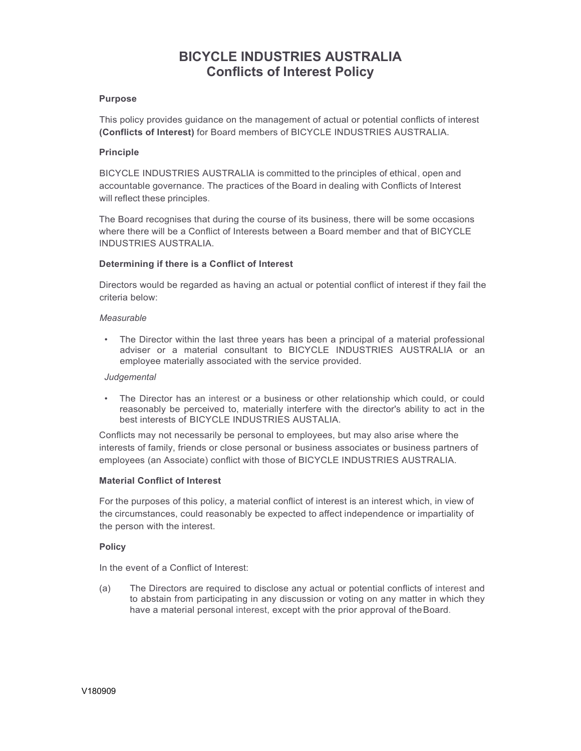# BICYCLE INDUSTRIES AUSTRALIA
## Conflicts of Interest Policy

**Purpose**

This policy provides guidance on the management of actual or potential conflicts of interest **(Conflicts of Interest)** for Board members of BICYCLE INDUSTRIES AUSTRALIA.

**Principle**

BICYCLE INDUSTRIES AUSTRALIA is committed to the principles of ethical, open and accountable governance. The practices of the Board in dealing with Conflicts of Interest will reflect these principles.

The Board recognises that during the course of its business, there will be some occasions where there will be a Conflict of Interests between a Board member and that of BICYCLE INDUSTRIES AUSTRALIA.

**Determining if there is a Conflict of Interest**

Directors would be regarded as having an actual or potential conflict of interest if they fail the criteria below:

*Measurable*

- The Director within the last three years has been a principal of a material professional adviser or a material consultant to BICYCLE INDUSTRIES AUSTRALIA or an employee materially associated with the service provided.

*Judgemental*

- The Director has an interest or a business or other relationship which could, or could reasonably be perceived to, materially interfere with the director's ability to act in the best interests of BICYCLE INDUSTRIES AUSTALIA.

Conflicts may not necessarily be personal to employees, but may also arise where the interests of family, friends or close personal or business associates or business partners of employees (an Associate) conflict with those of BICYCLE INDUSTRIES AUSTRALIA.

**Material Conflict of Interest**

For the purposes of this policy, a material conflict of interest is an interest which, in view of the circumstances, could reasonably be expected to affect independence or impartiality of the person with the interest.

**Policy**

In the event of a Conflict of Interest:

(a) The Directors are required to disclose any actual or potential conflicts of interest and to abstain from participating in any discussion or voting on any matter in which they have a material personal interest, except with the prior approval of the Board.

V180909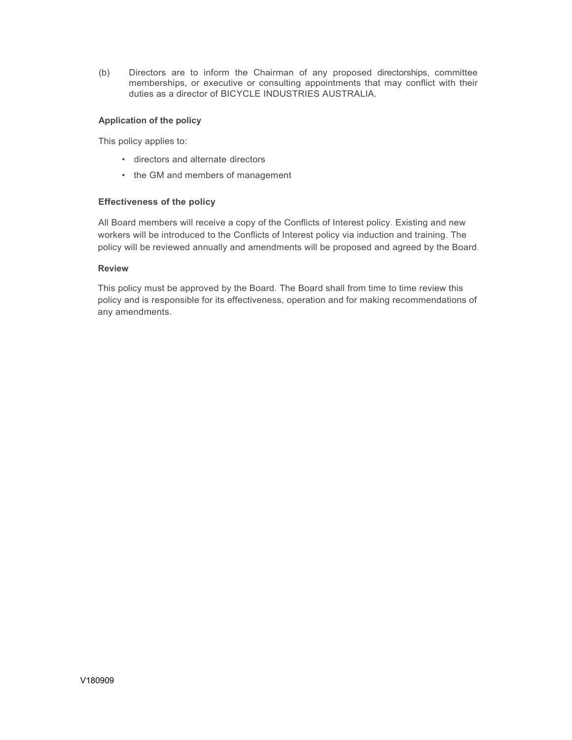(b) Directors are to inform the Chairman of any proposed directorships, committee memberships, or executive or consulting appointments that may conflict with their duties as a director of BICYCLE INDUSTRIES AUSTRALIA.

**Application of the policy**

This policy applies to:

- directors and alternate directors
- the GM and members of management

**Effectiveness of the policy**

All Board members will receive a copy of the Conflicts of Interest policy. Existing and new workers will be introduced to the Conflicts of Interest policy via induction and training. The policy will be reviewed annually and amendments will be proposed and agreed by the Board.

**Review**

This policy must be approved by the Board. The Board shall from time to time review this policy and is responsible for its effectiveness, operation and for making recommendations of any amendments.

V180909